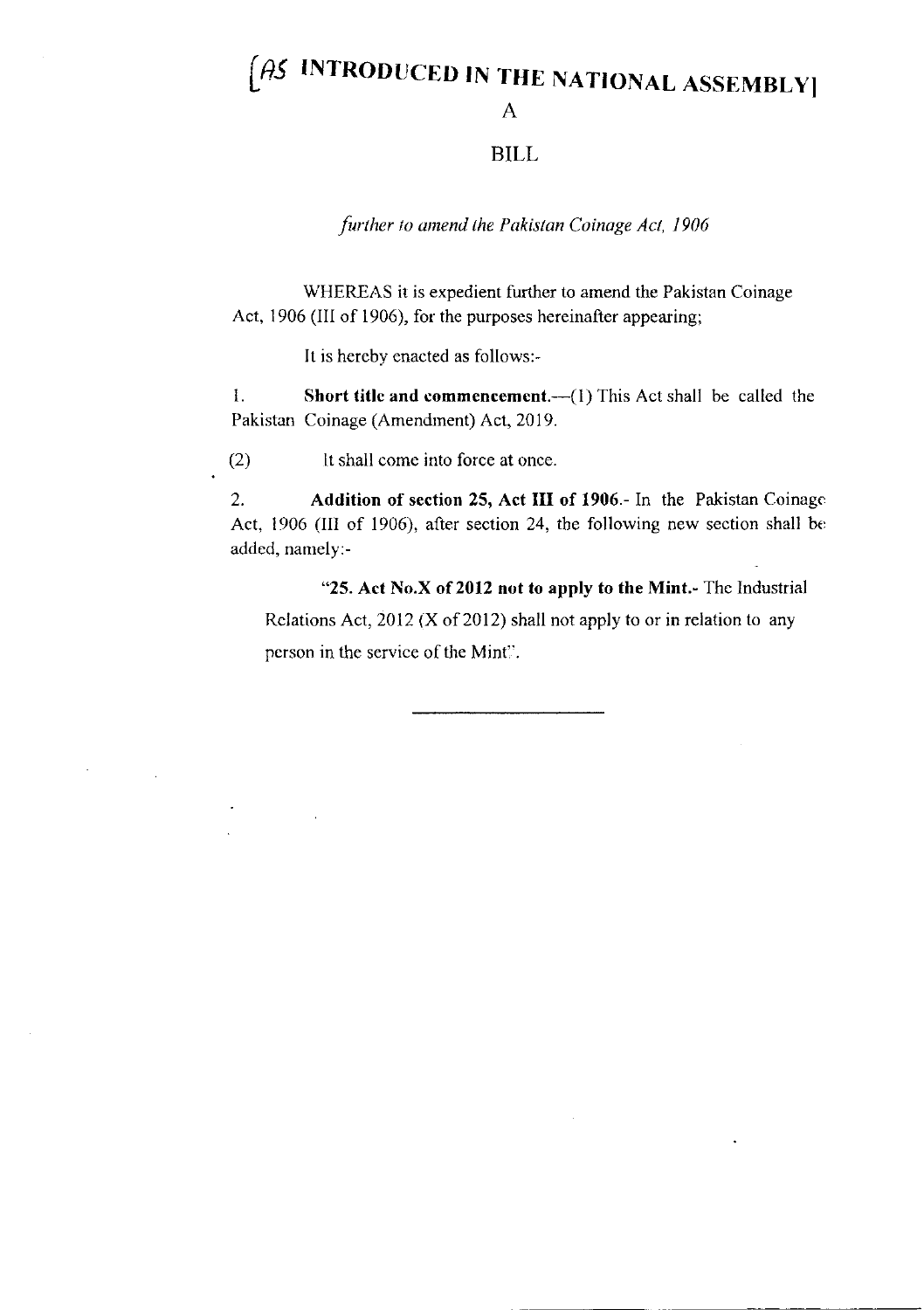# [AS INTRODUCED IN THE NATIONAL ASSEMBLY]

## A

## BILL

*further to amend the Pakistan Coinage Act, 1906*

WHEREAS it is expedient further to amend the Pakistan Coinage Act, 1906 (III of 1906), for the purposes hereinafter appearing;

It is hereby enacted as follows:-

1. **Short title and commencement.**—(1) This Act shall be called the Pakistan Coinage (Amendment) Act, 2019.

(2) It shall come into force at once.

2. **Addition of section 25, Act III of 1906.**- In the Pakistan Coinage Act, 1906 (III of 1906), after section 24, the following new section shall be added, namely:-

> "**25. Act No.X of 2012 not to apply to the Mint.**- The Industrial Relations Act, 2012 (X of 2012) shall not apply to or in relation to any person in the service of the Mint".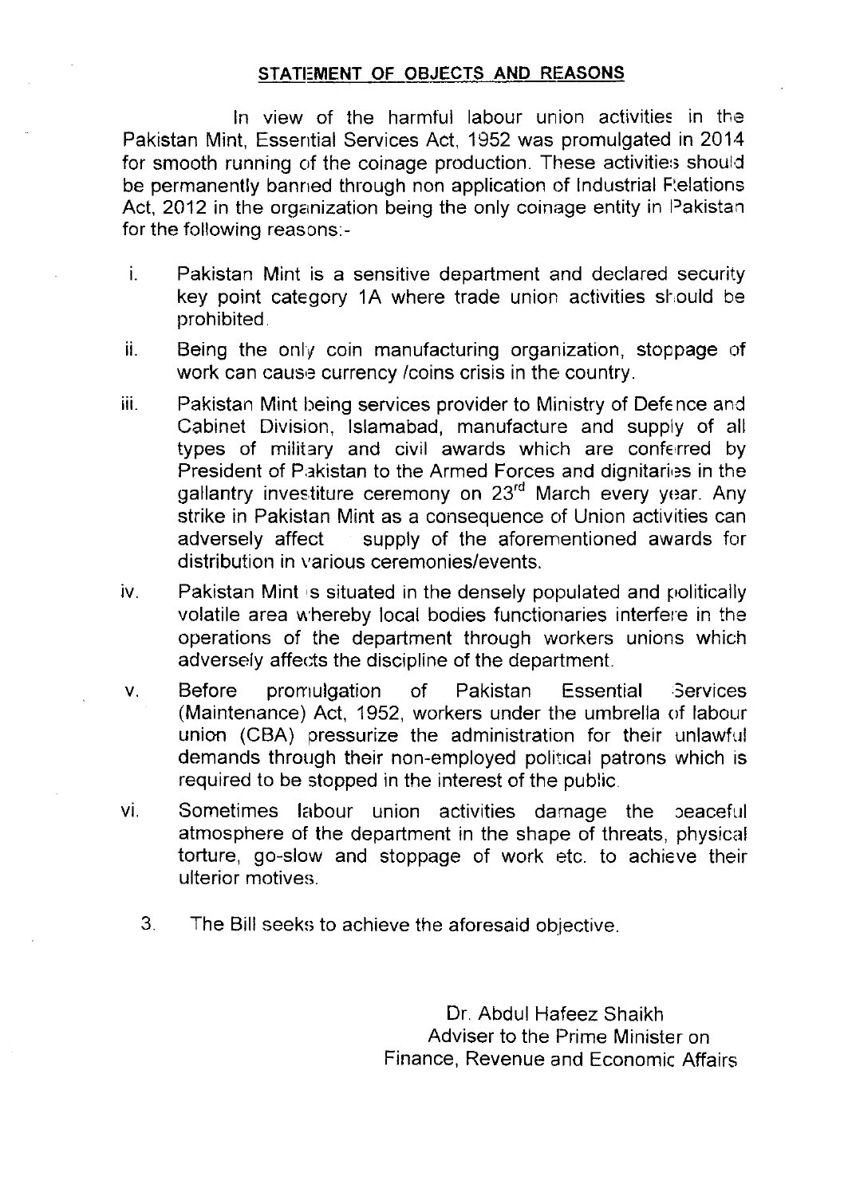## STATEMENT OF OBJECTS AND REASONS

In view of the harmful labour union activities in the Pakistan Mint, Essential Services Act, 1952 was promulgated in 2014 for smooth running of the coinage production. These activities should be permanently banned through non application of Industrial Relations Act, 2012 in the organization being the only coinage entity in Pakistan for the following reasons:-

i. Pakistan Mint is a sensitive department and declared security key point category 1A where trade union activities should be prohibited.

ii. Being the only coin manufacturing organization, stoppage of work can cause currency /coins crisis in the country.

iii. Pakistan Mint being services provider to Ministry of Defence and Cabinet Division, Islamabad, manufacture and supply of all types of military and civil awards which are conferred by President of Pakistan to the Armed Forces and dignitaries in the gallantry investiture ceremony on 23rd March every year. Any strike in Pakistan Mint as a consequence of Union activities can adversely affect supply of the aforementioned awards for distribution in various ceremonies/events.

iv. Pakistan Mint is situated in the densely populated and politically volatile area whereby local bodies functionaries interfere in the operations of the department through workers unions which adversely affects the discipline of the department.

v. Before promulgation of Pakistan Essential Services (Maintenance) Act, 1952, workers under the umbrella of labour union (CBA) pressurize the administration for their unlawful demands through their non-employed political patrons which is required to be stopped in the interest of the public.

vi. Sometimes labour union activities damage the peaceful atmosphere of the department in the shape of threats, physical torture, go-slow and stoppage of work etc. to achieve their ulterior motives.

3. The Bill seeks to achieve the aforesaid objective.

Dr. Abdul Hafeez Shaikh
Adviser to the Prime Minister on
Finance, Revenue and Economic Affairs